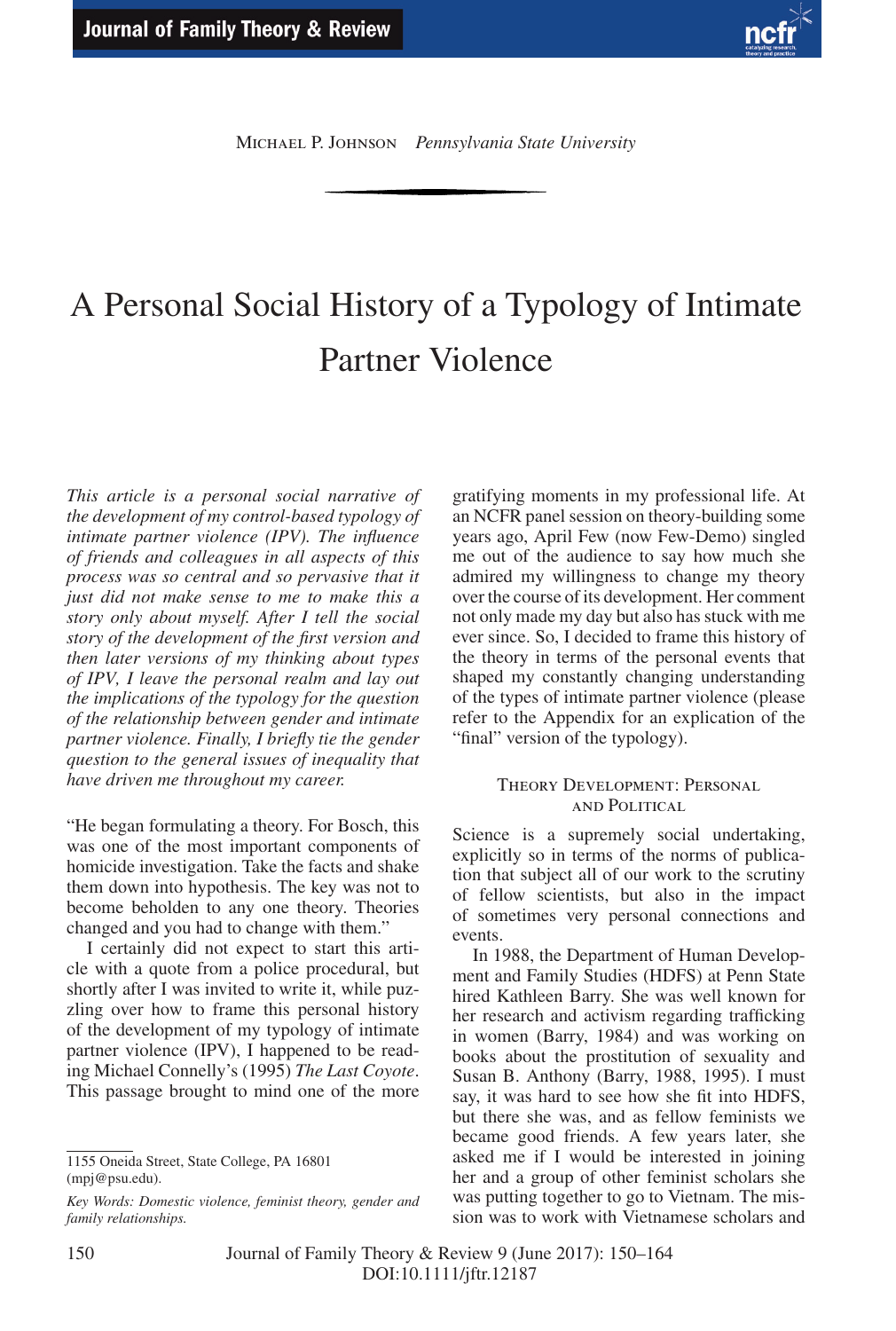Michael P. Johnson *Pennsylvania State University*

# A Personal Social History of a Typology of Intimate Partner Violence

*This article is a personal social narrative of the development of my control-based typology of intimate partner violence (IPV). The influence of friends and colleagues in all aspects of this process was so central and so pervasive that it just did not make sense to me to make this a story only about myself. After I tell the social story of the development of the first version and then later versions of my thinking about types of IPV, I leave the personal realm and lay out the implications of the typology for the question of the relationship between gender and intimate partner violence. Finally, I briefly tie the gender question to the general issues of inequality that have driven me throughout my career.*

"He began formulating a theory. For Bosch, this was one of the most important components of homicide investigation. Take the facts and shake them down into hypothesis. The key was not to become beholden to any one theory. Theories changed and you had to change with them."

I certainly did not expect to start this article with a quote from a police procedural, but shortly after I was invited to write it, while puzzling over how to frame this personal history of the development of my typology of intimate partner violence (IPV), I happened to be reading Michael Connelly's (1995) *The Last Coyote*. This passage brought to mind one of the more gratifying moments in my professional life. At an NCFR panel session on theory-building some years ago, April Few (now Few-Demo) singled me out of the audience to say how much she admired my willingness to change my theory over the course of its development. Her comment not only made my day but also has stuck with me ever since. So, I decided to frame this history of the theory in terms of the personal events that shaped my constantly changing understanding of the types of intimate partner violence (please refer to the Appendix for an explication of the "final" version of the typology).

## Theory Development: Personal and Political

Science is a supremely social undertaking, explicitly so in terms of the norms of publication that subject all of our work to the scrutiny of fellow scientists, but also in the impact of sometimes very personal connections and events.

In 1988, the Department of Human Development and Family Studies (HDFS) at Penn State hired Kathleen Barry. She was well known for her research and activism regarding trafficking in women (Barry, 1984) and was working on books about the prostitution of sexuality and Susan B. Anthony (Barry, 1988, 1995). I must say, it was hard to see how she fit into HDFS, but there she was, and as fellow feminists we became good friends. A few years later, she asked me if I would be interested in joining her and a group of other feminist scholars she was putting together to go to Vietnam. The mission was to work with Vietnamese scholars and

1155 Oneida Street, State College, PA 16801 (mpj@psu.edu).

*Key Words: Domestic violence, feminist theory, gender and family relationships.*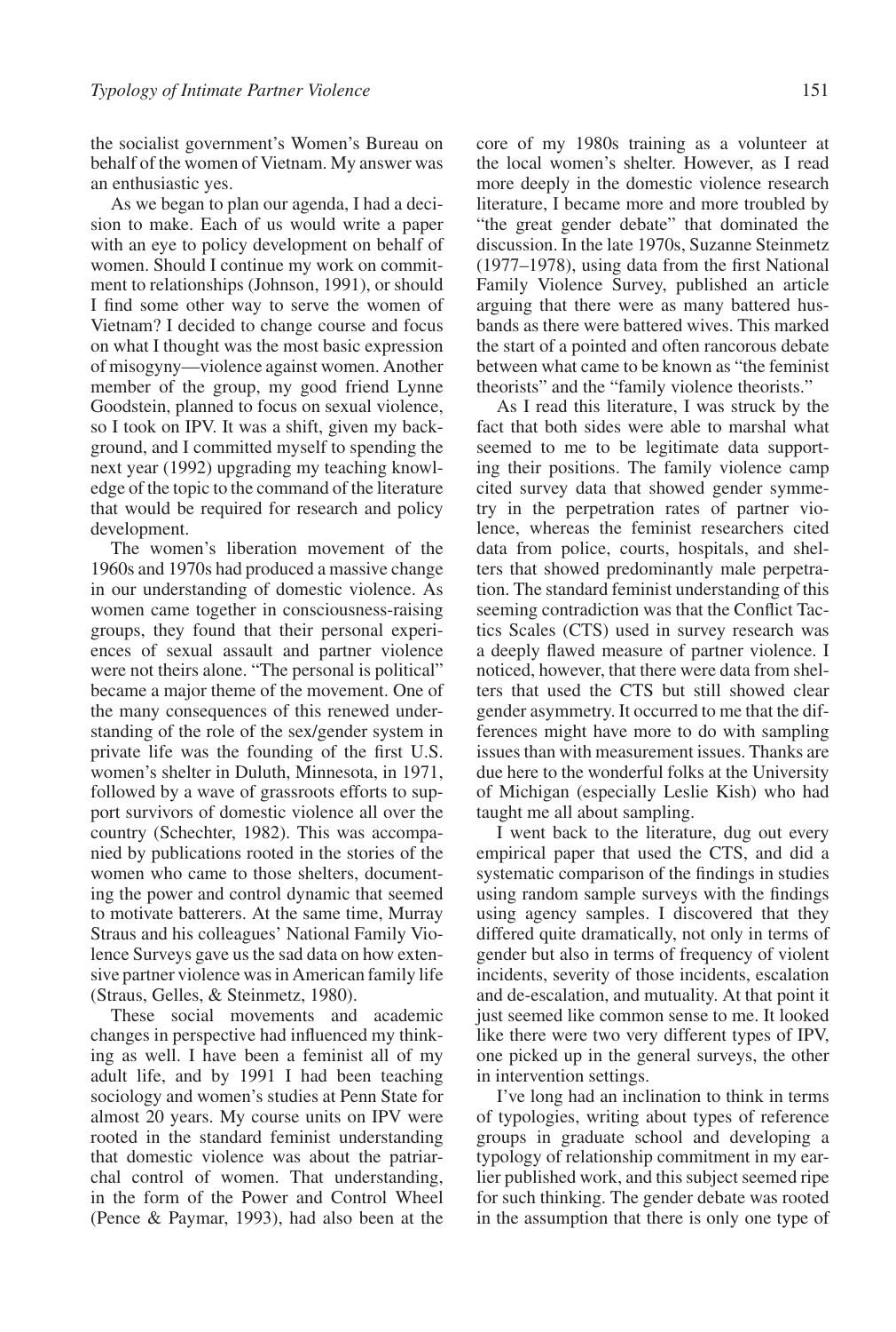the socialist government's Women's Bureau on behalf of the women of Vietnam. My answer was an enthusiastic yes.

As we began to plan our agenda, I had a decision to make. Each of us would write a paper with an eye to policy development on behalf of women. Should I continue my work on commitment to relationships (Johnson, 1991), or should I find some other way to serve the women of Vietnam? I decided to change course and focus on what I thought was the most basic expression of misogyny—violence against women. Another member of the group, my good friend Lynne Goodstein, planned to focus on sexual violence, so I took on IPV. It was a shift, given my background, and I committed myself to spending the next year (1992) upgrading my teaching knowledge of the topic to the command of the literature that would be required for research and policy development.

The women's liberation movement of the 1960s and 1970s had produced a massive change in our understanding of domestic violence. As women came together in consciousness-raising groups, they found that their personal experiences of sexual assault and partner violence were not theirs alone. "The personal is political" became a major theme of the movement. One of the many consequences of this renewed understanding of the role of the sex/gender system in private life was the founding of the first U.S. women's shelter in Duluth, Minnesota, in 1971, followed by a wave of grassroots efforts to support survivors of domestic violence all over the country (Schechter, 1982). This was accompanied by publications rooted in the stories of the women who came to those shelters, documenting the power and control dynamic that seemed to motivate batterers. At the same time, Murray Straus and his colleagues' National Family Violence Surveys gave us the sad data on how extensive partner violence was in American family life (Straus, Gelles, & Steinmetz, 1980).

These social movements and academic changes in perspective had influenced my thinking as well. I have been a feminist all of my adult life, and by 1991 I had been teaching sociology and women's studies at Penn State for almost 20 years. My course units on IPV were rooted in the standard feminist understanding that domestic violence was about the patriarchal control of women. That understanding, in the form of the Power and Control Wheel (Pence & Paymar, 1993), had also been at the core of my 1980s training as a volunteer at the local women's shelter. However, as I read more deeply in the domestic violence research literature, I became more and more troubled by "the great gender debate" that dominated the discussion. In the late 1970s, Suzanne Steinmetz (1977–1978), using data from the first National Family Violence Survey, published an article arguing that there were as many battered husbands as there were battered wives. This marked the start of a pointed and often rancorous debate between what came to be known as "the feminist theorists" and the "family violence theorists."

As I read this literature, I was struck by the fact that both sides were able to marshal what seemed to me to be legitimate data supporting their positions. The family violence camp cited survey data that showed gender symmetry in the perpetration rates of partner violence, whereas the feminist researchers cited data from police, courts, hospitals, and shelters that showed predominantly male perpetration. The standard feminist understanding of this seeming contradiction was that the Conflict Tactics Scales (CTS) used in survey research was a deeply flawed measure of partner violence. I noticed, however, that there were data from shelters that used the CTS but still showed clear gender asymmetry. It occurred to me that the differences might have more to do with sampling issues than with measurement issues. Thanks are due here to the wonderful folks at the University of Michigan (especially Leslie Kish) who had taught me all about sampling.

I went back to the literature, dug out every empirical paper that used the CTS, and did a systematic comparison of the findings in studies using random sample surveys with the findings using agency samples. I discovered that they differed quite dramatically, not only in terms of gender but also in terms of frequency of violent incidents, severity of those incidents, escalation and de-escalation, and mutuality. At that point it just seemed like common sense to me. It looked like there were two very different types of IPV, one picked up in the general surveys, the other in intervention settings.

I've long had an inclination to think in terms of typologies, writing about types of reference groups in graduate school and developing a typology of relationship commitment in my earlier published work, and this subject seemed ripe for such thinking. The gender debate was rooted in the assumption that there is only one type of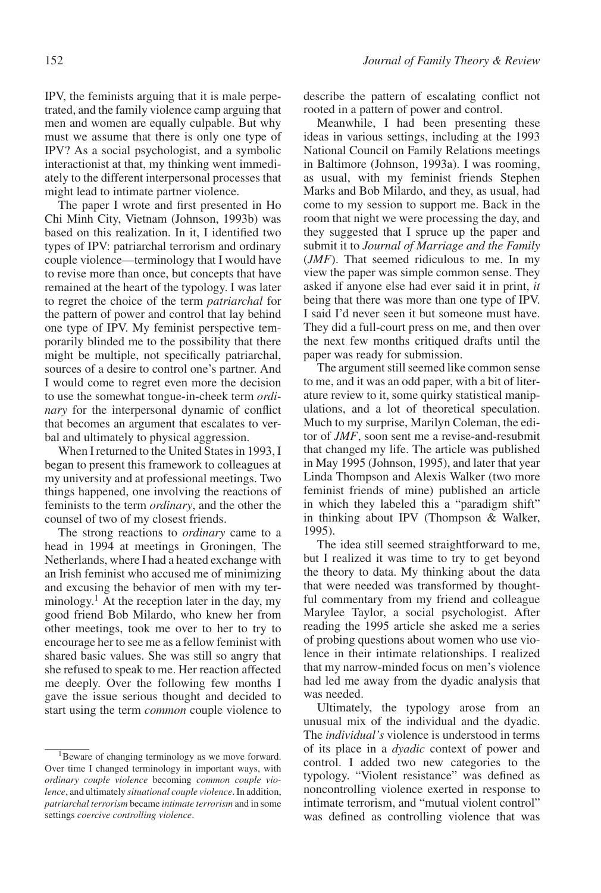IPV, the feminists arguing that it is male perpetrated, and the family violence camp arguing that men and women are equally culpable. But why must we assume that there is only one type of IPV? As a social psychologist, and a symbolic interactionist at that, my thinking went immediately to the different interpersonal processes that might lead to intimate partner violence.

The paper I wrote and first presented in Ho Chi Minh City, Vietnam (Johnson, 1993b) was based on this realization. In it, I identified two types of IPV: patriarchal terrorism and ordinary couple violence—terminology that I would have to revise more than once, but concepts that have remained at the heart of the typology. I was later to regret the choice of the term *patriarchal* for the pattern of power and control that lay behind one type of IPV. My feminist perspective temporarily blinded me to the possibility that there might be multiple, not specifically patriarchal, sources of a desire to control one's partner. And I would come to regret even more the decision to use the somewhat tongue-in-cheek term *ordinary* for the interpersonal dynamic of conflict that becomes an argument that escalates to verbal and ultimately to physical aggression.

When I returned to the United States in 1993, I began to present this framework to colleagues at my university and at professional meetings. Two things happened, one involving the reactions of feminists to the term *ordinary*, and the other the counsel of two of my closest friends.

The strong reactions to *ordinary* came to a head in 1994 at meetings in Groningen, The Netherlands, where I had a heated exchange with an Irish feminist who accused me of minimizing and excusing the behavior of men with my terminology.[1] At the reception later in the day, my good friend Bob Milardo, who knew her from other meetings, took me over to her to try to encourage her to see me as a fellow feminist with shared basic values. She was still so angry that she refused to speak to me. Her reaction affected me deeply. Over the following few months I gave the issue serious thought and decided to start using the term *common* couple violence to describe the pattern of escalating conflict not rooted in a pattern of power and control.

Meanwhile, I had been presenting these ideas in various settings, including at the 1993 National Council on Family Relations meetings in Baltimore (Johnson, 1993a). I was rooming, as usual, with my feminist friends Stephen Marks and Bob Milardo, and they, as usual, had come to my session to support me. Back in the room that night we were processing the day, and they suggested that I spruce up the paper and submit it to *Journal of Marriage and the Family* (*JMF*). That seemed ridiculous to me. In my view the paper was simple common sense. They asked if anyone else had ever said it in print, *it* being that there was more than one type of IPV. I said I'd never seen it but someone must have. They did a full-court press on me, and then over the next few months critiqued drafts until the paper was ready for submission.

The argument still seemed like common sense to me, and it was an odd paper, with a bit of literature review to it, some quirky statistical manipulations, and a lot of theoretical speculation. Much to my surprise, Marilyn Coleman, the editor of *JMF*, soon sent me a revise-and-resubmit that changed my life. The article was published in May 1995 (Johnson, 1995), and later that year Linda Thompson and Alexis Walker (two more feminist friends of mine) published an article in which they labeled this a "paradigm shift" in thinking about IPV (Thompson & Walker, 1995).

The idea still seemed straightforward to me, but I realized it was time to try to get beyond the theory to data. My thinking about the data that were needed was transformed by thoughtful commentary from my friend and colleague Marylee Taylor, a social psychologist. After reading the 1995 article she asked me a series of probing questions about women who use violence in their intimate relationships. I realized that my narrow-minded focus on men's violence had led me away from the dyadic analysis that was needed.

Ultimately, the typology arose from an unusual mix of the individual and the dyadic. The *individual's* violence is understood in terms of its place in a *dyadic* context of power and control. I added two new categories to the typology. "Violent resistance" was defined as noncontrolling violence exerted in response to intimate terrorism, and "mutual violent control" was defined as controlling violence that was

[1]Beware of changing terminology as we move forward. Over time I changed terminology in important ways, with *ordinary couple violence* becoming *common couple violence*, and ultimately *situational couple violence*. In addition, *patriarchal terrorism* became *intimate terrorism* and in some settings *coercive controlling violence*.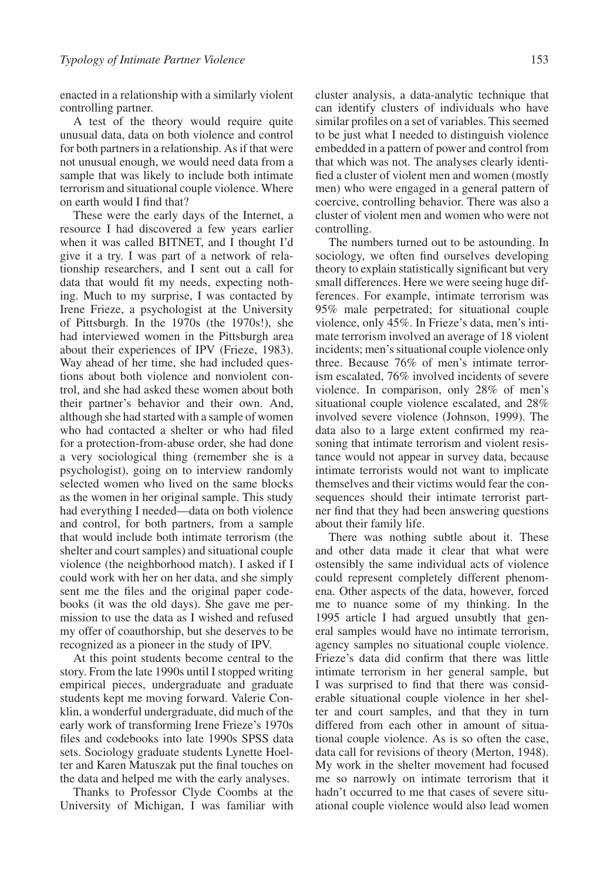enacted in a relationship with a similarly violent controlling partner.

A test of the theory would require quite unusual data, data on both violence and control for both partners in a relationship. As if that were not unusual enough, we would need data from a sample that was likely to include both intimate terrorism and situational couple violence. Where on earth would I find that?

These were the early days of the Internet, a resource I had discovered a few years earlier when it was called BITNET, and I thought I'd give it a try. I was part of a network of relationship researchers, and I sent out a call for data that would fit my needs, expecting nothing. Much to my surprise, I was contacted by Irene Frieze, a psychologist at the University of Pittsburgh. In the 1970s (the 1970s!), she had interviewed women in the Pittsburgh area about their experiences of IPV (Frieze, 1983). Way ahead of her time, she had included questions about both violence and nonviolent control, and she had asked these women about both their partner's behavior and their own. And, although she had started with a sample of women who had contacted a shelter or who had filed for a protection-from-abuse order, she had done a very sociological thing (remember she is a psychologist), going on to interview randomly selected women who lived on the same blocks as the women in her original sample. This study had everything I needed—data on both violence and control, for both partners, from a sample that would include both intimate terrorism (the shelter and court samples) and situational couple violence (the neighborhood match). I asked if I could work with her on her data, and she simply sent me the files and the original paper codebooks (it was the old days). She gave me permission to use the data as I wished and refused my offer of coauthorship, but she deserves to be recognized as a pioneer in the study of IPV.

At this point students become central to the story. From the late 1990s until I stopped writing empirical pieces, undergraduate and graduate students kept me moving forward. Valerie Conklin, a wonderful undergraduate, did much of the early work of transforming Irene Frieze's 1970s files and codebooks into late 1990s SPSS data sets. Sociology graduate students Lynette Hoelter and Karen Matuszak put the final touches on the data and helped me with the early analyses.

Thanks to Professor Clyde Coombs at the University of Michigan, I was familiar with cluster analysis, a data-analytic technique that can identify clusters of individuals who have similar profiles on a set of variables. This seemed to be just what I needed to distinguish violence embedded in a pattern of power and control from that which was not. The analyses clearly identified a cluster of violent men and women (mostly men) who were engaged in a general pattern of coercive, controlling behavior. There was also a cluster of violent men and women who were not controlling.

The numbers turned out to be astounding. In sociology, we often find ourselves developing theory to explain statistically significant but very small differences. Here we were seeing huge differences. For example, intimate terrorism was 95% male perpetrated; for situational couple violence, only 45%. In Frieze's data, men's intimate terrorism involved an average of 18 violent incidents; men's situational couple violence only three. Because 76% of men's intimate terrorism escalated, 76% involved incidents of severe violence. In comparison, only 28% of men's situational couple violence escalated, and 28% involved severe violence (Johnson, 1999). The data also to a large extent confirmed my reasoning that intimate terrorism and violent resistance would not appear in survey data, because intimate terrorists would not want to implicate themselves and their victims would fear the consequences should their intimate terrorist partner find that they had been answering questions about their family life.

There was nothing subtle about it. These and other data made it clear that what were ostensibly the same individual acts of violence could represent completely different phenomena. Other aspects of the data, however, forced me to nuance some of my thinking. In the 1995 article I had argued unsubtly that general samples would have no intimate terrorism, agency samples no situational couple violence. Frieze's data did confirm that there was little intimate terrorism in her general sample, but I was surprised to find that there was considerable situational couple violence in her shelter and court samples, and that they in turn differed from each other in amount of situational couple violence. As is so often the case, data call for revisions of theory (Merton, 1948). My work in the shelter movement had focused me so narrowly on intimate terrorism that it hadn't occurred to me that cases of severe situational couple violence would also lead women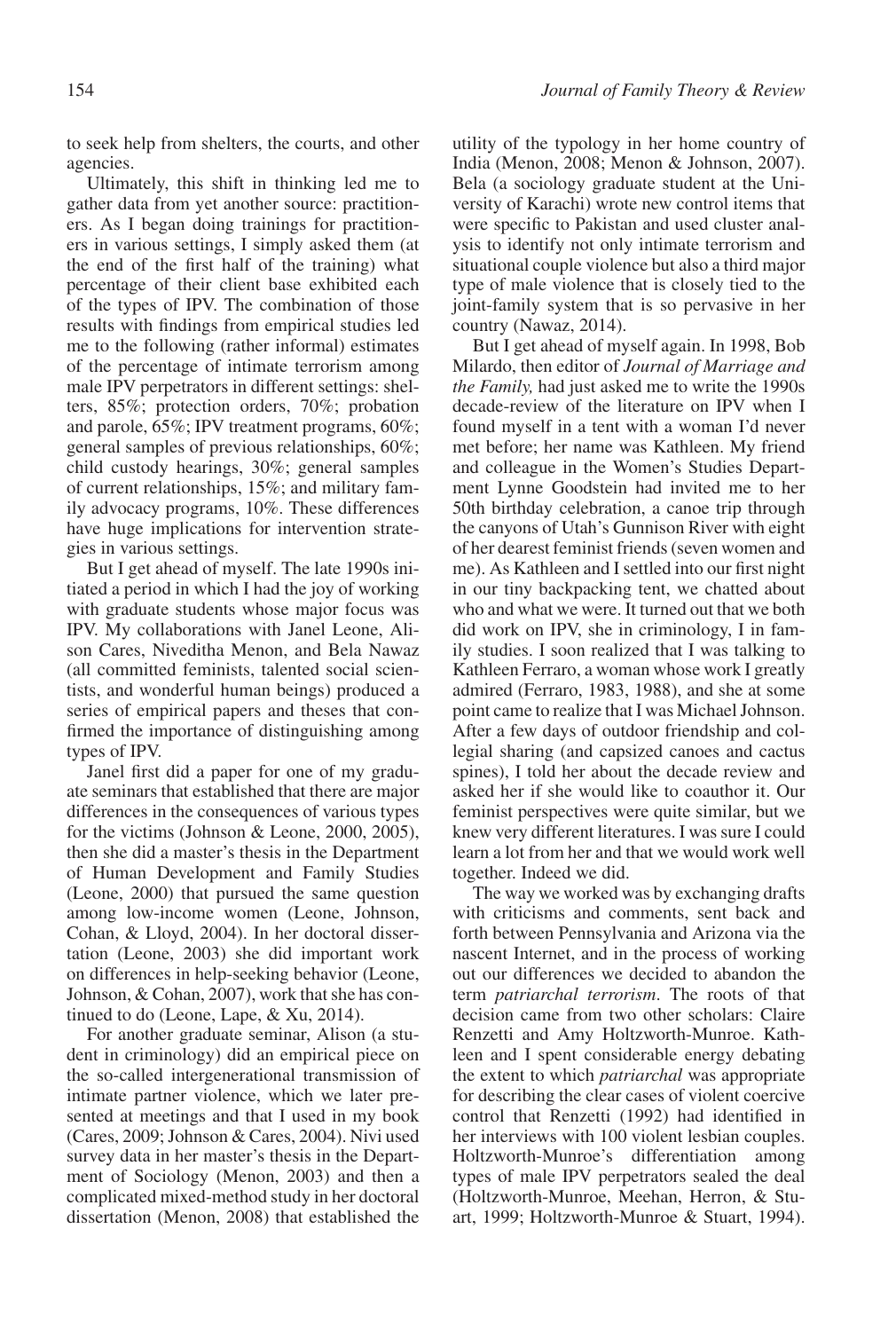to seek help from shelters, the courts, and other agencies.

Ultimately, this shift in thinking led me to gather data from yet another source: practitioners. As I began doing trainings for practitioners in various settings, I simply asked them (at the end of the first half of the training) what percentage of their client base exhibited each of the types of IPV. The combination of those results with findings from empirical studies led me to the following (rather informal) estimates of the percentage of intimate terrorism among male IPV perpetrators in different settings: shelters, 85%; protection orders, 70%; probation and parole, 65%; IPV treatment programs, 60%; general samples of previous relationships, 60%; child custody hearings, 30%; general samples of current relationships, 15%; and military family advocacy programs, 10%. These differences have huge implications for intervention strategies in various settings.

But I get ahead of myself. The late 1990s initiated a period in which I had the joy of working with graduate students whose major focus was IPV. My collaborations with Janel Leone, Alison Cares, Niveditha Menon, and Bela Nawaz (all committed feminists, talented social scientists, and wonderful human beings) produced a series of empirical papers and theses that confirmed the importance of distinguishing among types of IPV.

Janel first did a paper for one of my graduate seminars that established that there are major differences in the consequences of various types for the victims (Johnson & Leone, 2000, 2005), then she did a master's thesis in the Department of Human Development and Family Studies (Leone, 2000) that pursued the same question among low-income women (Leone, Johnson, Cohan, & Lloyd, 2004). In her doctoral dissertation (Leone, 2003) she did important work on differences in help-seeking behavior (Leone, Johnson, & Cohan, 2007), work that she has continued to do (Leone, Lape, & Xu, 2014).

For another graduate seminar, Alison (a student in criminology) did an empirical piece on the so-called intergenerational transmission of intimate partner violence, which we later presented at meetings and that I used in my book (Cares, 2009; Johnson & Cares, 2004). Nivi used survey data in her master's thesis in the Department of Sociology (Menon, 2003) and then a complicated mixed-method study in her doctoral dissertation (Menon, 2008) that established the utility of the typology in her home country of India (Menon, 2008; Menon & Johnson, 2007). Bela (a sociology graduate student at the University of Karachi) wrote new control items that were specific to Pakistan and used cluster analysis to identify not only intimate terrorism and situational couple violence but also a third major type of male violence that is closely tied to the joint-family system that is so pervasive in her country (Nawaz, 2014).

But I get ahead of myself again. In 1998, Bob Milardo, then editor of *Journal of Marriage and the Family,* had just asked me to write the 1990s decade-review of the literature on IPV when I found myself in a tent with a woman I'd never met before; her name was Kathleen. My friend and colleague in the Women's Studies Department Lynne Goodstein had invited me to her 50th birthday celebration, a canoe trip through the canyons of Utah's Gunnison River with eight of her dearest feminist friends (seven women and me). As Kathleen and I settled into our first night in our tiny backpacking tent, we chatted about who and what we were. It turned out that we both did work on IPV, she in criminology, I in family studies. I soon realized that I was talking to Kathleen Ferraro, a woman whose work I greatly admired (Ferraro, 1983, 1988), and she at some point came to realize that I was Michael Johnson. After a few days of outdoor friendship and collegial sharing (and capsized canoes and cactus spines), I told her about the decade review and asked her if she would like to coauthor it. Our feminist perspectives were quite similar, but we knew very different literatures. I was sure I could learn a lot from her and that we would work well together. Indeed we did.

The way we worked was by exchanging drafts with criticisms and comments, sent back and forth between Pennsylvania and Arizona via the nascent Internet, and in the process of working out our differences we decided to abandon the term *patriarchal terrorism*. The roots of that decision came from two other scholars: Claire Renzetti and Amy Holtzworth-Munroe. Kathleen and I spent considerable energy debating the extent to which *patriarchal* was appropriate for describing the clear cases of violent coercive control that Renzetti (1992) had identified in her interviews with 100 violent lesbian couples. Holtzworth-Munroe's differentiation among types of male IPV perpetrators sealed the deal (Holtzworth-Munroe, Meehan, Herron, & Stuart, 1999; Holtzworth-Munroe & Stuart, 1994).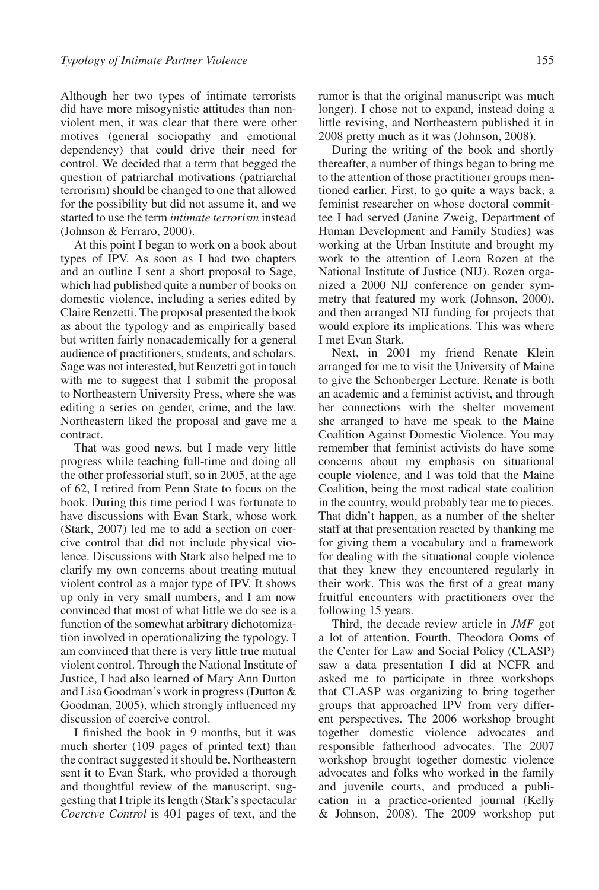Although her two types of intimate terrorists did have more misogynistic attitudes than nonviolent men, it was clear that there were other motives (general sociopathy and emotional dependency) that could drive their need for control. We decided that a term that begged the question of patriarchal motivations (patriarchal terrorism) should be changed to one that allowed for the possibility but did not assume it, and we started to use the term *intimate terrorism* instead (Johnson & Ferraro, 2000).

At this point I began to work on a book about types of IPV. As soon as I had two chapters and an outline I sent a short proposal to Sage, which had published quite a number of books on domestic violence, including a series edited by Claire Renzetti. The proposal presented the book as about the typology and as empirically based but written fairly nonacademically for a general audience of practitioners, students, and scholars. Sage was not interested, but Renzetti got in touch with me to suggest that I submit the proposal to Northeastern University Press, where she was editing a series on gender, crime, and the law. Northeastern liked the proposal and gave me a contract.

That was good news, but I made very little progress while teaching full-time and doing all the other professorial stuff, so in 2005, at the age of 62, I retired from Penn State to focus on the book. During this time period I was fortunate to have discussions with Evan Stark, whose work (Stark, 2007) led me to add a section on coercive control that did not include physical violence. Discussions with Stark also helped me to clarify my own concerns about treating mutual violent control as a major type of IPV. It shows up only in very small numbers, and I am now convinced that most of what little we do see is a function of the somewhat arbitrary dichotomization involved in operationalizing the typology. I am convinced that there is very little true mutual violent control. Through the National Institute of Justice, I had also learned of Mary Ann Dutton and Lisa Goodman's work in progress (Dutton & Goodman, 2005), which strongly influenced my discussion of coercive control.

I finished the book in 9 months, but it was much shorter (109 pages of printed text) than the contract suggested it should be. Northeastern sent it to Evan Stark, who provided a thorough and thoughtful review of the manuscript, suggesting that I triple its length (Stark's spectacular *Coercive Control* is 401 pages of text, and the rumor is that the original manuscript was much longer). I chose not to expand, instead doing a little revising, and Northeastern published it in 2008 pretty much as it was (Johnson, 2008).

During the writing of the book and shortly thereafter, a number of things began to bring me to the attention of those practitioner groups mentioned earlier. First, to go quite a ways back, a feminist researcher on whose doctoral committee I had served (Janine Zweig, Department of Human Development and Family Studies) was working at the Urban Institute and brought my work to the attention of Leora Rozen at the National Institute of Justice (NIJ). Rozen organized a 2000 NIJ conference on gender symmetry that featured my work (Johnson, 2000), and then arranged NIJ funding for projects that would explore its implications. This was where I met Evan Stark.

Next, in 2001 my friend Renate Klein arranged for me to visit the University of Maine to give the Schonberger Lecture. Renate is both an academic and a feminist activist, and through her connections with the shelter movement she arranged to have me speak to the Maine Coalition Against Domestic Violence. You may remember that feminist activists do have some concerns about my emphasis on situational couple violence, and I was told that the Maine Coalition, being the most radical state coalition in the country, would probably tear me to pieces. That didn't happen, as a number of the shelter staff at that presentation reacted by thanking me for giving them a vocabulary and a framework for dealing with the situational couple violence that they knew they encountered regularly in their work. This was the first of a great many fruitful encounters with practitioners over the following 15 years.

Third, the decade review article in *JMF* got a lot of attention. Fourth, Theodora Ooms of the Center for Law and Social Policy (CLASP) saw a data presentation I did at NCFR and asked me to participate in three workshops that CLASP was organizing to bring together groups that approached IPV from very different perspectives. The 2006 workshop brought together domestic violence advocates and responsible fatherhood advocates. The 2007 workshop brought together domestic violence advocates and folks who worked in the family and juvenile courts, and produced a publication in a practice-oriented journal (Kelly & Johnson, 2008). The 2009 workshop put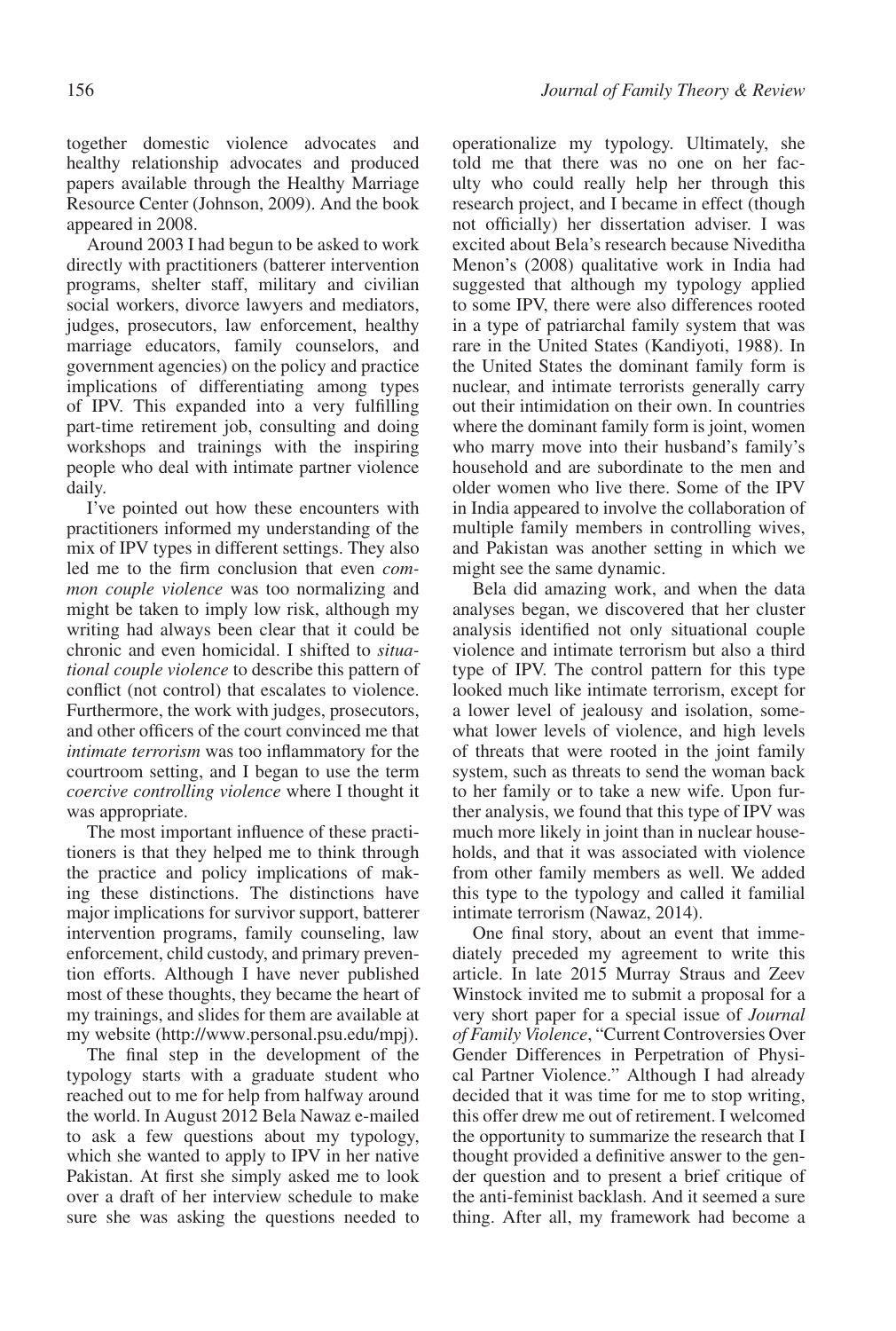together domestic violence advocates and healthy relationship advocates and produced papers available through the Healthy Marriage Resource Center (Johnson, 2009). And the book appeared in 2008.

Around 2003 I had begun to be asked to work directly with practitioners (batterer intervention programs, shelter staff, military and civilian social workers, divorce lawyers and mediators, judges, prosecutors, law enforcement, healthy marriage educators, family counselors, and government agencies) on the policy and practice implications of differentiating among types of IPV. This expanded into a very fulfilling part-time retirement job, consulting and doing workshops and trainings with the inspiring people who deal with intimate partner violence daily.

I've pointed out how these encounters with practitioners informed my understanding of the mix of IPV types in different settings. They also led me to the firm conclusion that even *common couple violence* was too normalizing and might be taken to imply low risk, although my writing had always been clear that it could be chronic and even homicidal. I shifted to *situational couple violence* to describe this pattern of conflict (not control) that escalates to violence. Furthermore, the work with judges, prosecutors, and other officers of the court convinced me that *intimate terrorism* was too inflammatory for the courtroom setting, and I began to use the term *coercive controlling violence* where I thought it was appropriate.

The most important influence of these practitioners is that they helped me to think through the practice and policy implications of making these distinctions. The distinctions have major implications for survivor support, batterer intervention programs, family counseling, law enforcement, child custody, and primary prevention efforts. Although I have never published most of these thoughts, they became the heart of my trainings, and slides for them are available at my website (http://www.personal.psu.edu/mpj).

The final step in the development of the typology starts with a graduate student who reached out to me for help from halfway around the world. In August 2012 Bela Nawaz e-mailed to ask a few questions about my typology, which she wanted to apply to IPV in her native Pakistan. At first she simply asked me to look over a draft of her interview schedule to make sure she was asking the questions needed to operationalize my typology. Ultimately, she told me that there was no one on her faculty who could really help her through this research project, and I became in effect (though not officially) her dissertation adviser. I was excited about Bela's research because Niveditha Menon's (2008) qualitative work in India had suggested that although my typology applied to some IPV, there were also differences rooted in a type of patriarchal family system that was rare in the United States (Kandiyoti, 1988). In the United States the dominant family form is nuclear, and intimate terrorists generally carry out their intimidation on their own. In countries where the dominant family form is joint, women who marry move into their husband's family's household and are subordinate to the men and older women who live there. Some of the IPV in India appeared to involve the collaboration of multiple family members in controlling wives, and Pakistan was another setting in which we might see the same dynamic.

Bela did amazing work, and when the data analyses began, we discovered that her cluster analysis identified not only situational couple violence and intimate terrorism but also a third type of IPV. The control pattern for this type looked much like intimate terrorism, except for a lower level of jealousy and isolation, somewhat lower levels of violence, and high levels of threats that were rooted in the joint family system, such as threats to send the woman back to her family or to take a new wife. Upon further analysis, we found that this type of IPV was much more likely in joint than in nuclear households, and that it was associated with violence from other family members as well. We added this type to the typology and called it familial intimate terrorism (Nawaz, 2014).

One final story, about an event that immediately preceded my agreement to write this article. In late 2015 Murray Straus and Zeev Winstock invited me to submit a proposal for a very short paper for a special issue of *Journal of Family Violence*, "Current Controversies Over Gender Differences in Perpetration of Physical Partner Violence." Although I had already decided that it was time for me to stop writing, this offer drew me out of retirement. I welcomed the opportunity to summarize the research that I thought provided a definitive answer to the gender question and to present a brief critique of the anti-feminist backlash. And it seemed a sure thing. After all, my framework had become a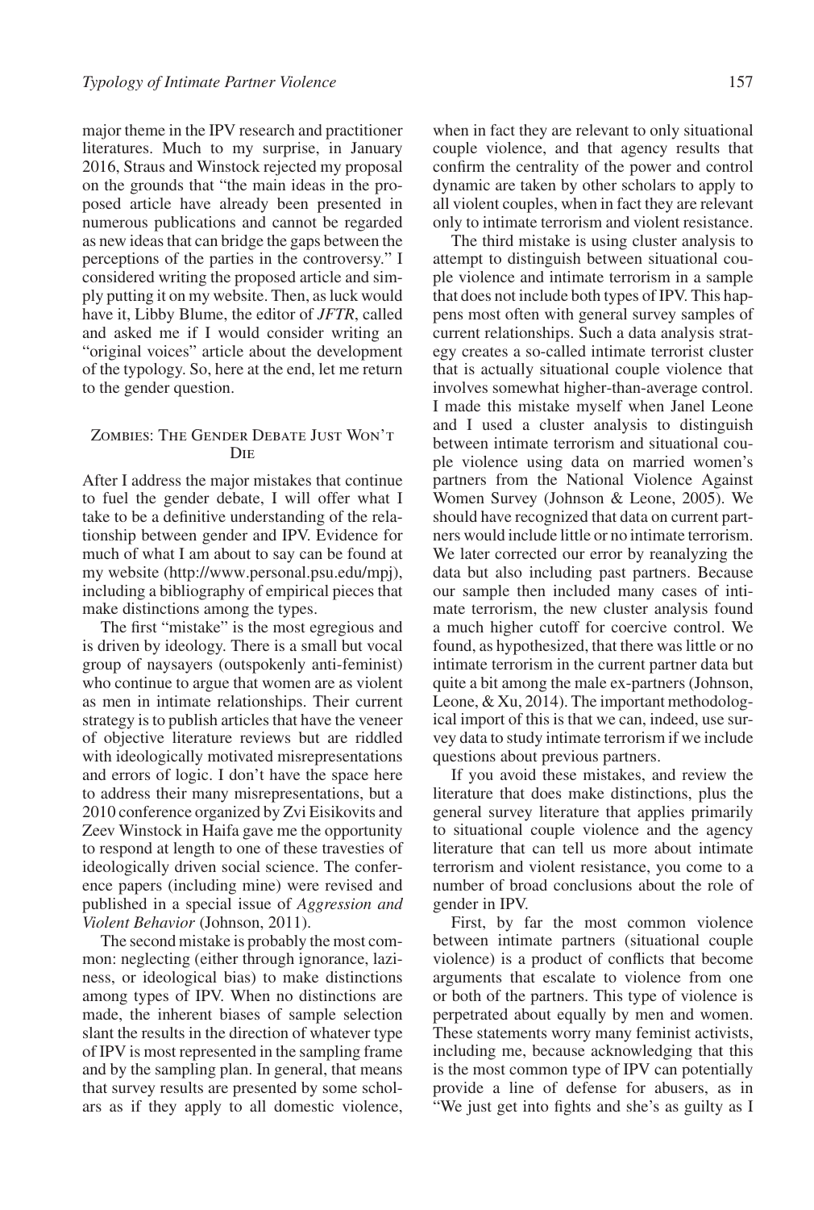major theme in the IPV research and practitioner literatures. Much to my surprise, in January 2016, Straus and Winstock rejected my proposal on the grounds that "the main ideas in the proposed article have already been presented in numerous publications and cannot be regarded as new ideas that can bridge the gaps between the perceptions of the parties in the controversy." I considered writing the proposed article and simply putting it on my website. Then, as luck would have it, Libby Blume, the editor of *JFTR*, called and asked me if I would consider writing an "original voices" article about the development of the typology. So, here at the end, let me return to the gender question.

## Zombies: The Gender Debate Just Won't Die

After I address the major mistakes that continue to fuel the gender debate, I will offer what I take to be a definitive understanding of the relationship between gender and IPV. Evidence for much of what I am about to say can be found at my website (http://www.personal.psu.edu/mpj), including a bibliography of empirical pieces that make distinctions among the types.

The first "mistake" is the most egregious and is driven by ideology. There is a small but vocal group of naysayers (outspokenly anti-feminist) who continue to argue that women are as violent as men in intimate relationships. Their current strategy is to publish articles that have the veneer of objective literature reviews but are riddled with ideologically motivated misrepresentations and errors of logic. I don't have the space here to address their many misrepresentations, but a 2010 conference organized by Zvi Eisikovits and Zeev Winstock in Haifa gave me the opportunity to respond at length to one of these travesties of ideologically driven social science. The conference papers (including mine) were revised and published in a special issue of *Aggression and Violent Behavior* (Johnson, 2011).

The second mistake is probably the most common: neglecting (either through ignorance, laziness, or ideological bias) to make distinctions among types of IPV. When no distinctions are made, the inherent biases of sample selection slant the results in the direction of whatever type of IPV is most represented in the sampling frame and by the sampling plan. In general, that means that survey results are presented by some scholars as if they apply to all domestic violence, when in fact they are relevant to only situational couple violence, and that agency results that confirm the centrality of the power and control dynamic are taken by other scholars to apply to all violent couples, when in fact they are relevant only to intimate terrorism and violent resistance.

The third mistake is using cluster analysis to attempt to distinguish between situational couple violence and intimate terrorism in a sample that does not include both types of IPV. This happens most often with general survey samples of current relationships. Such a data analysis strategy creates a so-called intimate terrorist cluster that is actually situational couple violence that involves somewhat higher-than-average control. I made this mistake myself when Janel Leone and I used a cluster analysis to distinguish between intimate terrorism and situational couple violence using data on married women's partners from the National Violence Against Women Survey (Johnson & Leone, 2005). We should have recognized that data on current partners would include little or no intimate terrorism. We later corrected our error by reanalyzing the data but also including past partners. Because our sample then included many cases of intimate terrorism, the new cluster analysis found a much higher cutoff for coercive control. We found, as hypothesized, that there was little or no intimate terrorism in the current partner data but quite a bit among the male ex-partners (Johnson, Leone, & Xu, 2014). The important methodological import of this is that we can, indeed, use survey data to study intimate terrorism if we include questions about previous partners.

If you avoid these mistakes, and review the literature that does make distinctions, plus the general survey literature that applies primarily to situational couple violence and the agency literature that can tell us more about intimate terrorism and violent resistance, you come to a number of broad conclusions about the role of gender in IPV.

First, by far the most common violence between intimate partners (situational couple violence) is a product of conflicts that become arguments that escalate to violence from one or both of the partners. This type of violence is perpetrated about equally by men and women. These statements worry many feminist activists, including me, because acknowledging that this is the most common type of IPV can potentially provide a line of defense for abusers, as in "We just get into fights and she's as guilty as I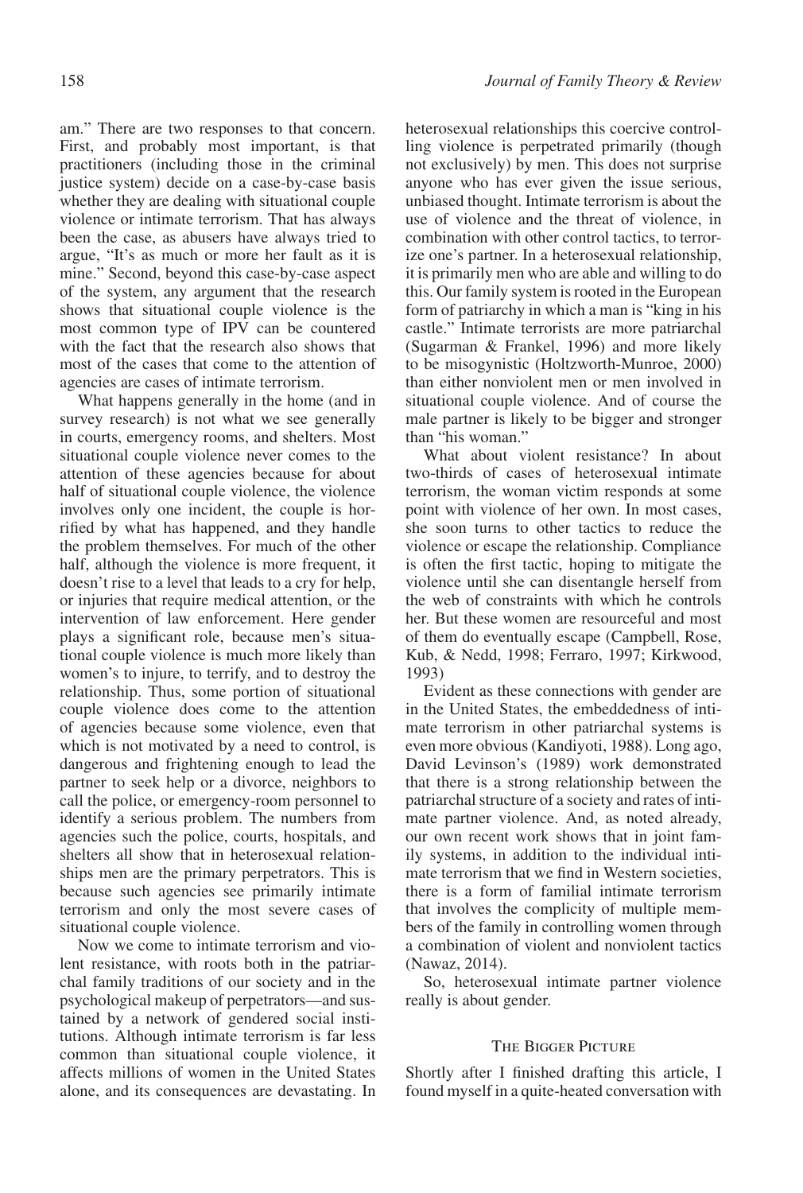am." There are two responses to that concern. First, and probably most important, is that practitioners (including those in the criminal justice system) decide on a case-by-case basis whether they are dealing with situational couple violence or intimate terrorism. That has always been the case, as abusers have always tried to argue, "It's as much or more her fault as it is mine." Second, beyond this case-by-case aspect of the system, any argument that the research shows that situational couple violence is the most common type of IPV can be countered with the fact that the research also shows that most of the cases that come to the attention of agencies are cases of intimate terrorism.

What happens generally in the home (and in survey research) is not what we see generally in courts, emergency rooms, and shelters. Most situational couple violence never comes to the attention of these agencies because for about half of situational couple violence, the violence involves only one incident, the couple is horrified by what has happened, and they handle the problem themselves. For much of the other half, although the violence is more frequent, it doesn't rise to a level that leads to a cry for help, or injuries that require medical attention, or the intervention of law enforcement. Here gender plays a significant role, because men's situational couple violence is much more likely than women's to injure, to terrify, and to destroy the relationship. Thus, some portion of situational couple violence does come to the attention of agencies because some violence, even that which is not motivated by a need to control, is dangerous and frightening enough to lead the partner to seek help or a divorce, neighbors to call the police, or emergency-room personnel to identify a serious problem. The numbers from agencies such the police, courts, hospitals, and shelters all show that in heterosexual relationships men are the primary perpetrators. This is because such agencies see primarily intimate terrorism and only the most severe cases of situational couple violence.

Now we come to intimate terrorism and violent resistance, with roots both in the patriarchal family traditions of our society and in the psychological makeup of perpetrators—and sustained by a network of gendered social institutions. Although intimate terrorism is far less common than situational couple violence, it affects millions of women in the United States alone, and its consequences are devastating. In heterosexual relationships this coercive controlling violence is perpetrated primarily (though not exclusively) by men. This does not surprise anyone who has ever given the issue serious, unbiased thought. Intimate terrorism is about the use of violence and the threat of violence, in combination with other control tactics, to terrorize one's partner. In a heterosexual relationship, it is primarily men who are able and willing to do this. Our family system is rooted in the European form of patriarchy in which a man is "king in his castle." Intimate terrorists are more patriarchal (Sugarman & Frankel, 1996) and more likely to be misogynistic (Holtzworth-Munroe, 2000) than either nonviolent men or men involved in situational couple violence. And of course the male partner is likely to be bigger and stronger than "his woman."

What about violent resistance? In about two-thirds of cases of heterosexual intimate terrorism, the woman victim responds at some point with violence of her own. In most cases, she soon turns to other tactics to reduce the violence or escape the relationship. Compliance is often the first tactic, hoping to mitigate the violence until she can disentangle herself from the web of constraints with which he controls her. But these women are resourceful and most of them do eventually escape (Campbell, Rose, Kub, & Nedd, 1998; Ferraro, 1997; Kirkwood, 1993)

Evident as these connections with gender are in the United States, the embeddedness of intimate terrorism in other patriarchal systems is even more obvious (Kandiyoti, 1988). Long ago, David Levinson's (1989) work demonstrated that there is a strong relationship between the patriarchal structure of a society and rates of intimate partner violence. And, as noted already, our own recent work shows that in joint family systems, in addition to the individual intimate terrorism that we find in Western societies, there is a form of familial intimate terrorism that involves the complicity of multiple members of the family in controlling women through a combination of violent and nonviolent tactics (Nawaz, 2014).

So, heterosexual intimate partner violence really is about gender.

## The Bigger Picture

Shortly after I finished drafting this article, I found myself in a quite-heated conversation with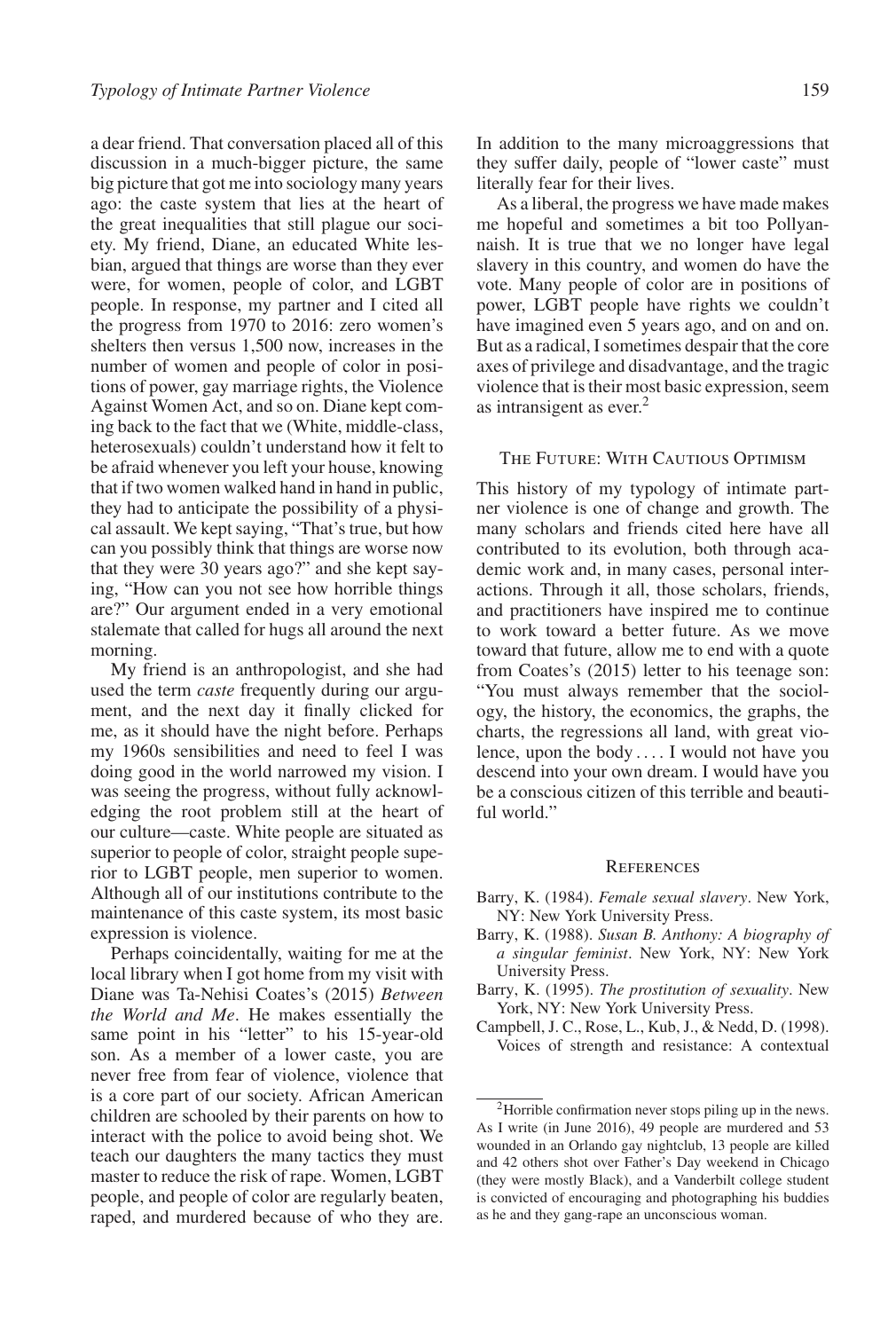a dear friend. That conversation placed all of this discussion in a much-bigger picture, the same big picture that got me into sociology many years ago: the caste system that lies at the heart of the great inequalities that still plague our society. My friend, Diane, an educated White lesbian, argued that things are worse than they ever were, for women, people of color, and LGBT people. In response, my partner and I cited all the progress from 1970 to 2016: zero women's shelters then versus 1,500 now, increases in the number of women and people of color in positions of power, gay marriage rights, the Violence Against Women Act, and so on. Diane kept coming back to the fact that we (White, middle-class, heterosexuals) couldn't understand how it felt to be afraid whenever you left your house, knowing that if two women walked hand in hand in public, they had to anticipate the possibility of a physical assault. We kept saying, "That's true, but how can you possibly think that things are worse now that they were 30 years ago?" and she kept saying, "How can you not see how horrible things are?" Our argument ended in a very emotional stalemate that called for hugs all around the next morning.

My friend is an anthropologist, and she had used the term *caste* frequently during our argument, and the next day it finally clicked for me, as it should have the night before. Perhaps my 1960s sensibilities and need to feel I was doing good in the world narrowed my vision. I was seeing the progress, without fully acknowledging the root problem still at the heart of our culture—caste. White people are situated as superior to people of color, straight people superior to LGBT people, men superior to women. Although all of our institutions contribute to the maintenance of this caste system, its most basic expression is violence.

Perhaps coincidentally, waiting for me at the local library when I got home from my visit with Diane was Ta-Nehisi Coates's (2015) *Between the World and Me*. He makes essentially the same point in his "letter" to his 15-year-old son. As a member of a lower caste, you are never free from fear of violence, violence that is a core part of our society. African American children are schooled by their parents on how to interact with the police to avoid being shot. We teach our daughters the many tactics they must master to reduce the risk of rape. Women, LGBT people, and people of color are regularly beaten, raped, and murdered because of who they are. In addition to the many microaggressions that they suffer daily, people of "lower caste" must literally fear for their lives.

As a liberal, the progress we have made makes me hopeful and sometimes a bit too Pollyannaish. It is true that we no longer have legal slavery in this country, and women do have the vote. Many people of color are in positions of power, LGBT people have rights we couldn't have imagined even 5 years ago, and on and on. But as a radical, I sometimes despair that the core axes of privilege and disadvantage, and the tragic violence that is their most basic expression, seem as intransigent as ever.[2]

## The Future: With Cautious Optimism

This history of my typology of intimate partner violence is one of change and growth. The many scholars and friends cited here have all contributed to its evolution, both through academic work and, in many cases, personal interactions. Through it all, those scholars, friends, and practitioners have inspired me to continue to work toward a better future. As we move toward that future, allow me to end with a quote from Coates's (2015) letter to his teenage son: "You must always remember that the sociology, the history, the economics, the graphs, the charts, the regressions all land, with great violence, upon the body .... I would not have you descend into your own dream. I would have you be a conscious citizen of this terrible and beautiful world."

## References

Barry, K. (1984). *Female sexual slavery*. New York, NY: New York University Press.

Barry, K. (1988). *Susan B. Anthony: A biography of a singular feminist*. New York, NY: New York University Press.

Barry, K. (1995). *The prostitution of sexuality*. New York, NY: New York University Press.

Campbell, J. C., Rose, L., Kub, J., & Nedd, D. (1998). Voices of strength and resistance: A contextual

[2] Horrible confirmation never stops piling up in the news. As I write (in June 2016), 49 people are murdered and 53 wounded in an Orlando gay nightclub, 13 people are killed and 42 others shot over Father's Day weekend in Chicago (they were mostly Black), and a Vanderbilt college student is convicted of encouraging and photographing his buddies as he and they gang-rape an unconscious woman.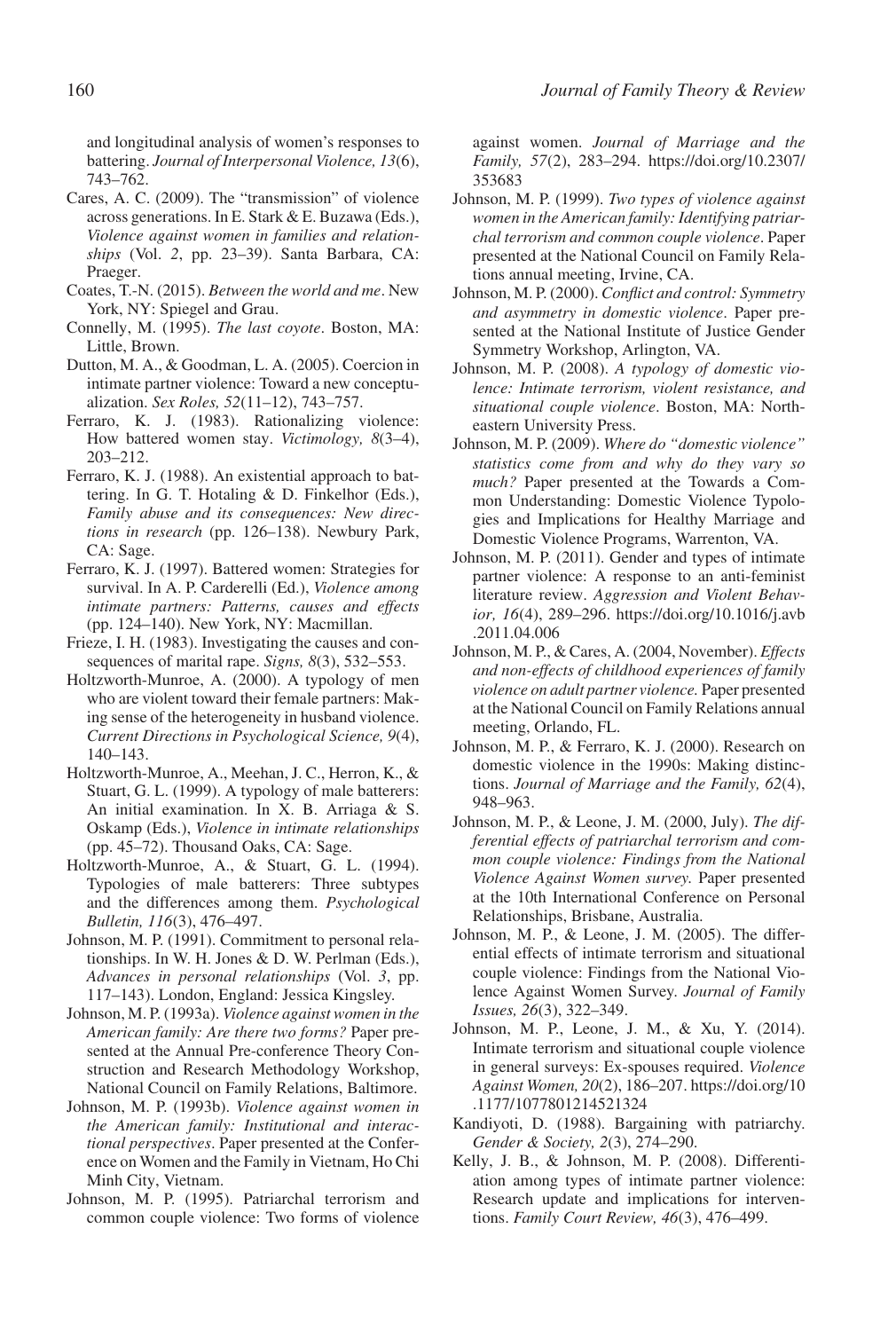and longitudinal analysis of women's responses to battering. *Journal of Interpersonal Violence, 13*(6), 743–762.

Cares, A. C. (2009). The "transmission" of violence across generations. In E. Stark & E. Buzawa (Eds.), *Violence against women in families and relationships* (Vol. *2*, pp. 23–39). Santa Barbara, CA: Praeger.

Coates, T.-N. (2015). *Between the world and me*. New York, NY: Spiegel and Grau.

Connelly, M. (1995). *The last coyote*. Boston, MA: Little, Brown.

Dutton, M. A., & Goodman, L. A. (2005). Coercion in intimate partner violence: Toward a new conceptualization. *Sex Roles, 52*(11–12), 743–757.

Ferraro, K. J. (1983). Rationalizing violence: How battered women stay. *Victimology, 8*(3–4), 203–212.

Ferraro, K. J. (1988). An existential approach to battering. In G. T. Hotaling & D. Finkelhor (Eds.), *Family abuse and its consequences: New directions in research* (pp. 126–138). Newbury Park, CA: Sage.

Ferraro, K. J. (1997). Battered women: Strategies for survival. In A. P. Carderelli (Ed.), *Violence among intimate partners: Patterns, causes and effects* (pp. 124–140). New York, NY: Macmillan.

Frieze, I. H. (1983). Investigating the causes and consequences of marital rape. *Signs, 8*(3), 532–553.

Holtzworth-Munroe, A. (2000). A typology of men who are violent toward their female partners: Making sense of the heterogeneity in husband violence. *Current Directions in Psychological Science, 9*(4), 140–143.

Holtzworth-Munroe, A., Meehan, J. C., Herron, K., & Stuart, G. L. (1999). A typology of male batterers: An initial examination. In X. B. Arriaga & S. Oskamp (Eds.), *Violence in intimate relationships* (pp. 45–72). Thousand Oaks, CA: Sage.

Holtzworth-Munroe, A., & Stuart, G. L. (1994). Typologies of male batterers: Three subtypes and the differences among them. *Psychological Bulletin, 116*(3), 476–497.

Johnson, M. P. (1991). Commitment to personal relationships. In W. H. Jones & D. W. Perlman (Eds.), *Advances in personal relationships* (Vol. *3*, pp. 117–143). London, England: Jessica Kingsley.

Johnson, M. P. (1993a). *Violence against women in the American family: Are there two forms?* Paper presented at the Annual Pre-conference Theory Construction and Research Methodology Workshop, National Council on Family Relations, Baltimore.

Johnson, M. P. (1993b). *Violence against women in the American family: Institutional and interactional perspectives*. Paper presented at the Conference on Women and the Family in Vietnam, Ho Chi Minh City, Vietnam.

Johnson, M. P. (1995). Patriarchal terrorism and common couple violence: Two forms of violence against women. *Journal of Marriage and the Family, 57*(2), 283–294. https://doi.org/10.2307/353683

Johnson, M. P. (1999). *Two types of violence against women in the American family: Identifying patriarchal terrorism and common couple violence*. Paper presented at the National Council on Family Relations annual meeting, Irvine, CA.

Johnson, M. P. (2000). *Conflict and control: Symmetry and asymmetry in domestic violence*. Paper presented at the National Institute of Justice Gender Symmetry Workshop, Arlington, VA.

Johnson, M. P. (2008). *A typology of domestic violence: Intimate terrorism, violent resistance, and situational couple violence*. Boston, MA: Northeastern University Press.

Johnson, M. P. (2009). *Where do "domestic violence" statistics come from and why do they vary so much?* Paper presented at the Towards a Common Understanding: Domestic Violence Typologies and Implications for Healthy Marriage and Domestic Violence Programs, Warrenton, VA.

Johnson, M. P. (2011). Gender and types of intimate partner violence: A response to an anti-feminist literature review. *Aggression and Violent Behavior, 16*(4), 289–296. https://doi.org/10.1016/j.avb.2011.04.006

Johnson, M. P., & Cares, A. (2004, November). *Effects and non-effects of childhood experiences of family violence on adult partner violence.* Paper presented at the National Council on Family Relations annual meeting, Orlando, FL.

Johnson, M. P., & Ferraro, K. J. (2000). Research on domestic violence in the 1990s: Making distinctions. *Journal of Marriage and the Family, 62*(4), 948–963.

Johnson, M. P., & Leone, J. M. (2000, July). *The differential effects of patriarchal terrorism and common couple violence: Findings from the National Violence Against Women survey.* Paper presented at the 10th International Conference on Personal Relationships, Brisbane, Australia.

Johnson, M. P., & Leone, J. M. (2005). The differential effects of intimate terrorism and situational couple violence: Findings from the National Violence Against Women Survey. *Journal of Family Issues, 26*(3), 322–349.

Johnson, M. P., Leone, J. M., & Xu, Y. (2014). Intimate terrorism and situational couple violence in general surveys: Ex-spouses required. *Violence Against Women, 20*(2), 186–207. https://doi.org/10.1177/1077801214521324

Kandiyoti, D. (1988). Bargaining with patriarchy. *Gender & Society, 2*(3), 274–290.

Kelly, J. B., & Johnson, M. P. (2008). Differentiation among types of intimate partner violence: Research update and implications for interventions. *Family Court Review, 46*(3), 476–499.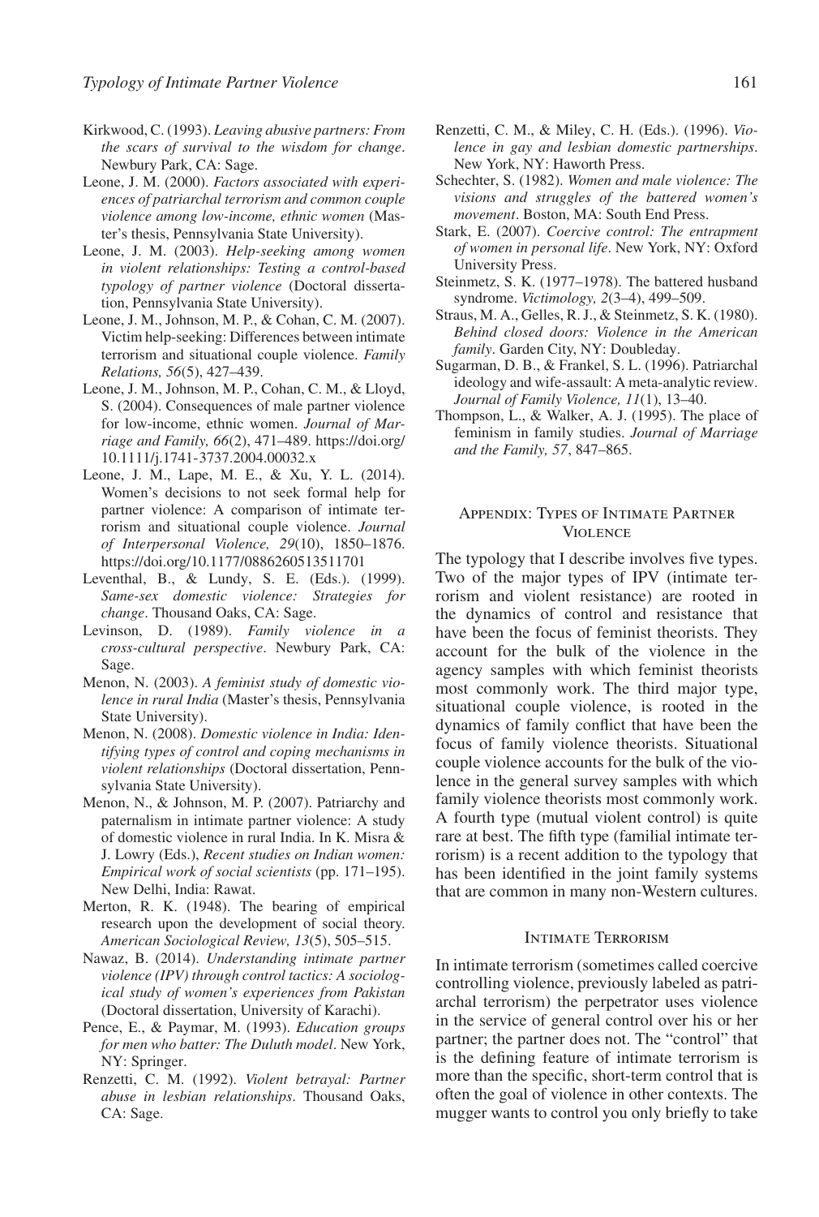Kirkwood, C. (1993). *Leaving abusive partners: From the scars of survival to the wisdom for change*. Newbury Park, CA: Sage.

Leone, J. M. (2000). *Factors associated with experiences of patriarchal terrorism and common couple violence among low-income, ethnic women* (Master's thesis, Pennsylvania State University).

Leone, J. M. (2003). *Help-seeking among women in violent relationships: Testing a control-based typology of partner violence* (Doctoral dissertation, Pennsylvania State University).

Leone, J. M., Johnson, M. P., & Cohan, C. M. (2007). Victim help-seeking: Differences between intimate terrorism and situational couple violence. *Family Relations, 56*(5), 427–439.

Leone, J. M., Johnson, M. P., Cohan, C. M., & Lloyd, S. (2004). Consequences of male partner violence for low-income, ethnic women. *Journal of Marriage and Family, 66*(2), 471–489. https://doi.org/10.1111/j.1741-3737.2004.00032.x

Leone, J. M., Lape, M. E., & Xu, Y. L. (2014). Women's decisions to not seek formal help for partner violence: A comparison of intimate terrorism and situational couple violence. *Journal of Interpersonal Violence, 29*(10), 1850–1876. https://doi.org/10.1177/0886260513511701

Leventhal, B., & Lundy, S. E. (Eds.). (1999). *Same-sex domestic violence: Strategies for change*. Thousand Oaks, CA: Sage.

Levinson, D. (1989). *Family violence in a cross-cultural perspective*. Newbury Park, CA: Sage.

Menon, N. (2003). *A feminist study of domestic violence in rural India* (Master's thesis, Pennsylvania State University).

Menon, N. (2008). *Domestic violence in India: Identifying types of control and coping mechanisms in violent relationships* (Doctoral dissertation, Pennsylvania State University).

Menon, N., & Johnson, M. P. (2007). Patriarchy and paternalism in intimate partner violence: A study of domestic violence in rural India. In K. Misra & J. Lowry (Eds.), *Recent studies on Indian women: Empirical work of social scientists* (pp. 171–195). New Delhi, India: Rawat.

Merton, R. K. (1948). The bearing of empirical research upon the development of social theory. *American Sociological Review, 13*(5), 505–515.

Nawaz, B. (2014). *Understanding intimate partner violence (IPV) through control tactics: A sociological study of women's experiences from Pakistan* (Doctoral dissertation, University of Karachi).

Pence, E., & Paymar, M. (1993). *Education groups for men who batter: The Duluth model*. New York, NY: Springer.

Renzetti, C. M. (1992). *Violent betrayal: Partner abuse in lesbian relationships*. Thousand Oaks, CA: Sage.

Renzetti, C. M., & Miley, C. H. (Eds.). (1996). *Violence in gay and lesbian domestic partnerships*. New York, NY: Haworth Press.

Schechter, S. (1982). *Women and male violence: The visions and struggles of the battered women's movement*. Boston, MA: South End Press.

Stark, E. (2007). *Coercive control: The entrapment of women in personal life*. New York, NY: Oxford University Press.

Steinmetz, S. K. (1977–1978). The battered husband syndrome. *Victimology, 2*(3–4), 499–509.

Straus, M. A., Gelles, R. J., & Steinmetz, S. K. (1980). *Behind closed doors: Violence in the American family*. Garden City, NY: Doubleday.

Sugarman, D. B., & Frankel, S. L. (1996). Patriarchal ideology and wife-assault: A meta-analytic review. *Journal of Family Violence, 11*(1), 13–40.

Thompson, L., & Walker, A. J. (1995). The place of feminism in family studies. *Journal of Marriage and the Family, 57*, 847–865.

## Appendix: Types of Intimate Partner Violence

The typology that I describe involves five types. Two of the major types of IPV (intimate terrorism and violent resistance) are rooted in the dynamics of control and resistance that have been the focus of feminist theorists. They account for the bulk of the violence in the agency samples with which feminist theorists most commonly work. The third major type, situational couple violence, is rooted in the dynamics of family conflict that have been the focus of family violence theorists. Situational couple violence accounts for the bulk of the violence in the general survey samples with which family violence theorists most commonly work. A fourth type (mutual violent control) is quite rare at best. The fifth type (familial intimate terrorism) is a recent addition to the typology that has been identified in the joint family systems that are common in many non-Western cultures.

### Intimate Terrorism

In intimate terrorism (sometimes called coercive controlling violence, previously labeled as patriarchal terrorism) the perpetrator uses violence in the service of general control over his or her partner; the partner does not. The "control" that is the defining feature of intimate terrorism is more than the specific, short-term control that is often the goal of violence in other contexts. The mugger wants to control you only briefly to take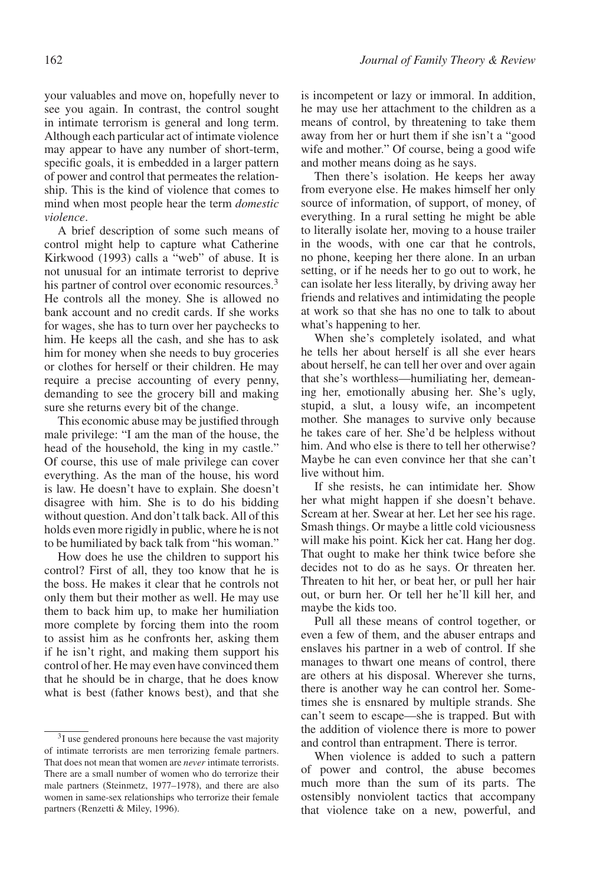your valuables and move on, hopefully never to see you again. In contrast, the control sought in intimate terrorism is general and long term. Although each particular act of intimate violence may appear to have any number of short-term, specific goals, it is embedded in a larger pattern of power and control that permeates the relationship. This is the kind of violence that comes to mind when most people hear the term *domestic violence*.

A brief description of some such means of control might help to capture what Catherine Kirkwood (1993) calls a "web" of abuse. It is not unusual for an intimate terrorist to deprive his partner of control over economic resources.[3] He controls all the money. She is allowed no bank account and no credit cards. If she works for wages, she has to turn over her paychecks to him. He keeps all the cash, and she has to ask him for money when she needs to buy groceries or clothes for herself or their children. He may require a precise accounting of every penny, demanding to see the grocery bill and making sure she returns every bit of the change.

This economic abuse may be justified through male privilege: "I am the man of the house, the head of the household, the king in my castle." Of course, this use of male privilege can cover everything. As the man of the house, his word is law. He doesn't have to explain. She doesn't disagree with him. She is to do his bidding without question. And don't talk back. All of this holds even more rigidly in public, where he is not to be humiliated by back talk from "his woman."

How does he use the children to support his control? First of all, they too know that he is the boss. He makes it clear that he controls not only them but their mother as well. He may use them to back him up, to make her humiliation more complete by forcing them into the room to assist him as he confronts her, asking them if he isn't right, and making them support his control of her. He may even have convinced them that he should be in charge, that he does know what is best (father knows best), and that she is incompetent or lazy or immoral. In addition, he may use her attachment to the children as a means of control, by threatening to take them away from her or hurt them if she isn't a "good wife and mother." Of course, being a good wife and mother means doing as he says.

Then there's isolation. He keeps her away from everyone else. He makes himself her only source of information, of support, of money, of everything. In a rural setting he might be able to literally isolate her, moving to a house trailer in the woods, with one car that he controls, no phone, keeping her there alone. In an urban setting, or if he needs her to go out to work, he can isolate her less literally, by driving away her friends and relatives and intimidating the people at work so that she has no one to talk to about what's happening to her.

When she's completely isolated, and what he tells her about herself is all she ever hears about herself, he can tell her over and over again that she's worthless—humiliating her, demeaning her, emotionally abusing her. She's ugly, stupid, a slut, a lousy wife, an incompetent mother. She manages to survive only because he takes care of her. She'd be helpless without him. And who else is there to tell her otherwise? Maybe he can even convince her that she can't live without him.

If she resists, he can intimidate her. Show her what might happen if she doesn't behave. Scream at her. Swear at her. Let her see his rage. Smash things. Or maybe a little cold viciousness will make his point. Kick her cat. Hang her dog. That ought to make her think twice before she decides not to do as he says. Or threaten her. Threaten to hit her, or beat her, or pull her hair out, or burn her. Or tell her he'll kill her, and maybe the kids too.

Pull all these means of control together, or even a few of them, and the abuser entraps and enslaves his partner in a web of control. If she manages to thwart one means of control, there are others at his disposal. Wherever she turns, there is another way he can control her. Sometimes she is ensnared by multiple strands. She can't seem to escape—she is trapped. But with the addition of violence there is more to power and control than entrapment. There is terror.

When violence is added to such a pattern of power and control, the abuse becomes much more than the sum of its parts. The ostensibly nonviolent tactics that accompany that violence take on a new, powerful, and

[3]I use gendered pronouns here because the vast majority of intimate terrorists are men terrorizing female partners. That does not mean that women are *never* intimate terrorists. There are a small number of women who do terrorize their male partners (Steinmetz, 1977–1978), and there are also women in same-sex relationships who terrorize their female partners (Renzetti & Miley, 1996).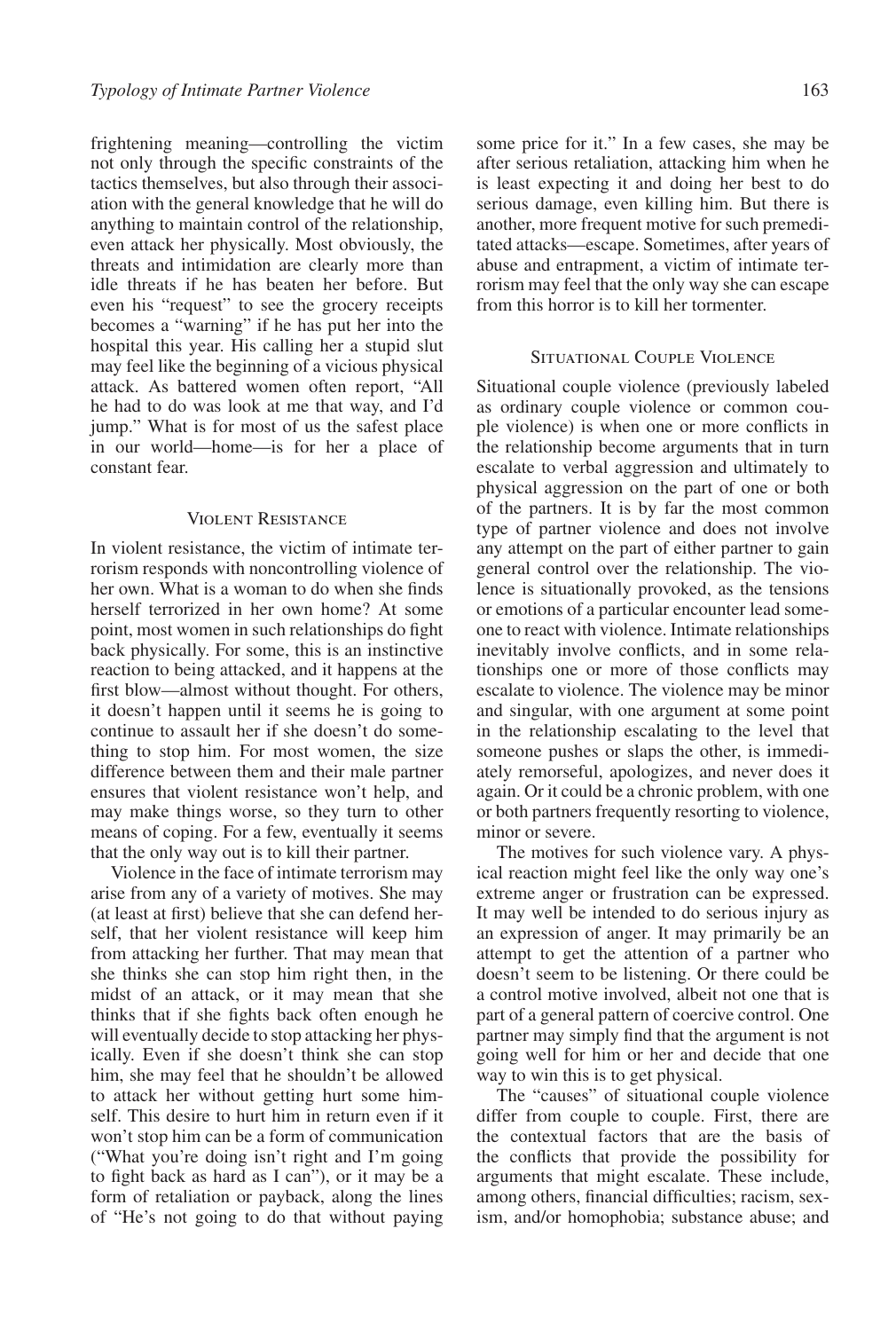frightening meaning—controlling the victim not only through the specific constraints of the tactics themselves, but also through their association with the general knowledge that he will do anything to maintain control of the relationship, even attack her physically. Most obviously, the threats and intimidation are clearly more than idle threats if he has beaten her before. But even his "request" to see the grocery receipts becomes a "warning" if he has put her into the hospital this year. His calling her a stupid slut may feel like the beginning of a vicious physical attack. As battered women often report, "All he had to do was look at me that way, and I'd jump." What is for most of us the safest place in our world—home—is for her a place of constant fear.

### Violent Resistance

In violent resistance, the victim of intimate terrorism responds with noncontrolling violence of her own. What is a woman to do when she finds herself terrorized in her own home? At some point, most women in such relationships do fight back physically. For some, this is an instinctive reaction to being attacked, and it happens at the first blow—almost without thought. For others, it doesn't happen until it seems he is going to continue to assault her if she doesn't do something to stop him. For most women, the size difference between them and their male partner ensures that violent resistance won't help, and may make things worse, so they turn to other means of coping. For a few, eventually it seems that the only way out is to kill their partner.

Violence in the face of intimate terrorism may arise from any of a variety of motives. She may (at least at first) believe that she can defend herself, that her violent resistance will keep him from attacking her further. That may mean that she thinks she can stop him right then, in the midst of an attack, or it may mean that she thinks that if she fights back often enough he will eventually decide to stop attacking her physically. Even if she doesn't think she can stop him, she may feel that he shouldn't be allowed to attack her without getting hurt some himself. This desire to hurt him in return even if it won't stop him can be a form of communication ("What you're doing isn't right and I'm going to fight back as hard as I can"), or it may be a form of retaliation or payback, along the lines of "He's not going to do that without paying some price for it." In a few cases, she may be after serious retaliation, attacking him when he is least expecting it and doing her best to do serious damage, even killing him. But there is another, more frequent motive for such premeditated attacks—escape. Sometimes, after years of abuse and entrapment, a victim of intimate terrorism may feel that the only way she can escape from this horror is to kill her tormenter.

### Situational Couple Violence

Situational couple violence (previously labeled as ordinary couple violence or common couple violence) is when one or more conflicts in the relationship become arguments that in turn escalate to verbal aggression and ultimately to physical aggression on the part of one or both of the partners. It is by far the most common type of partner violence and does not involve any attempt on the part of either partner to gain general control over the relationship. The violence is situationally provoked, as the tensions or emotions of a particular encounter lead someone to react with violence. Intimate relationships inevitably involve conflicts, and in some relationships one or more of those conflicts may escalate to violence. The violence may be minor and singular, with one argument at some point in the relationship escalating to the level that someone pushes or slaps the other, is immediately remorseful, apologizes, and never does it again. Or it could be a chronic problem, with one or both partners frequently resorting to violence, minor or severe.

The motives for such violence vary. A physical reaction might feel like the only way one's extreme anger or frustration can be expressed. It may well be intended to do serious injury as an expression of anger. It may primarily be an attempt to get the attention of a partner who doesn't seem to be listening. Or there could be a control motive involved, albeit not one that is part of a general pattern of coercive control. One partner may simply find that the argument is not going well for him or her and decide that one way to win this is to get physical.

The "causes" of situational couple violence differ from couple to couple. First, there are the contextual factors that are the basis of the conflicts that provide the possibility for arguments that might escalate. These include, among others, financial difficulties; racism, sexism, and/or homophobia; substance abuse; and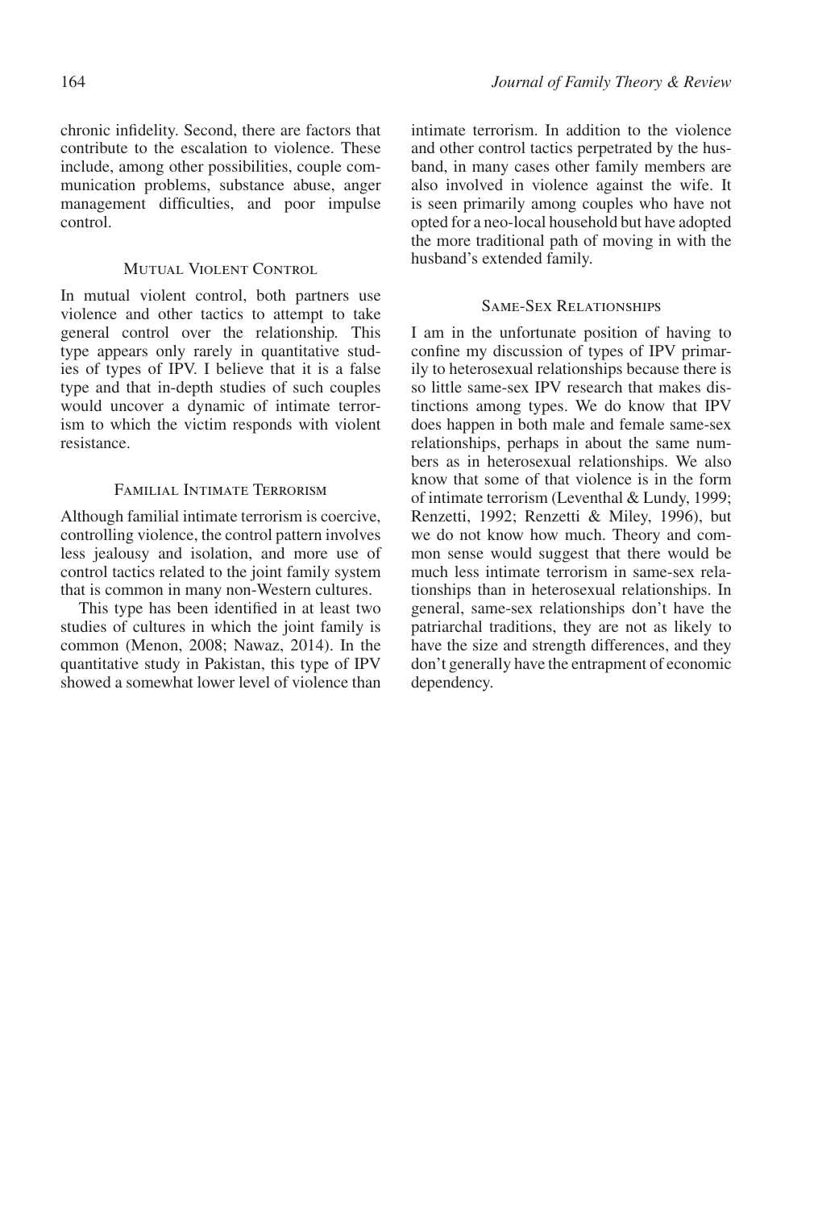chronic infidelity. Second, there are factors that contribute to the escalation to violence. These include, among other possibilities, couple communication problems, substance abuse, anger management difficulties, and poor impulse control.

### Mutual Violent Control

In mutual violent control, both partners use violence and other tactics to attempt to take general control over the relationship. This type appears only rarely in quantitative studies of types of IPV. I believe that it is a false type and that in-depth studies of such couples would uncover a dynamic of intimate terrorism to which the victim responds with violent resistance.

### Familial Intimate Terrorism

Although familial intimate terrorism is coercive, controlling violence, the control pattern involves less jealousy and isolation, and more use of control tactics related to the joint family system that is common in many non-Western cultures.

This type has been identified in at least two studies of cultures in which the joint family is common (Menon, 2008; Nawaz, 2014). In the quantitative study in Pakistan, this type of IPV showed a somewhat lower level of violence than intimate terrorism. In addition to the violence and other control tactics perpetrated by the husband, in many cases other family members are also involved in violence against the wife. It is seen primarily among couples who have not opted for a neo-local household but have adopted the more traditional path of moving in with the husband's extended family.

### Same-Sex Relationships

I am in the unfortunate position of having to confine my discussion of types of IPV primarily to heterosexual relationships because there is so little same-sex IPV research that makes distinctions among types. We do know that IPV does happen in both male and female same-sex relationships, perhaps in about the same numbers as in heterosexual relationships. We also know that some of that violence is in the form of intimate terrorism (Leventhal & Lundy, 1999; Renzetti, 1992; Renzetti & Miley, 1996), but we do not know how much. Theory and common sense would suggest that there would be much less intimate terrorism in same-sex relationships than in heterosexual relationships. In general, same-sex relationships don't have the patriarchal traditions, they are not as likely to have the size and strength differences, and they don't generally have the entrapment of economic dependency.